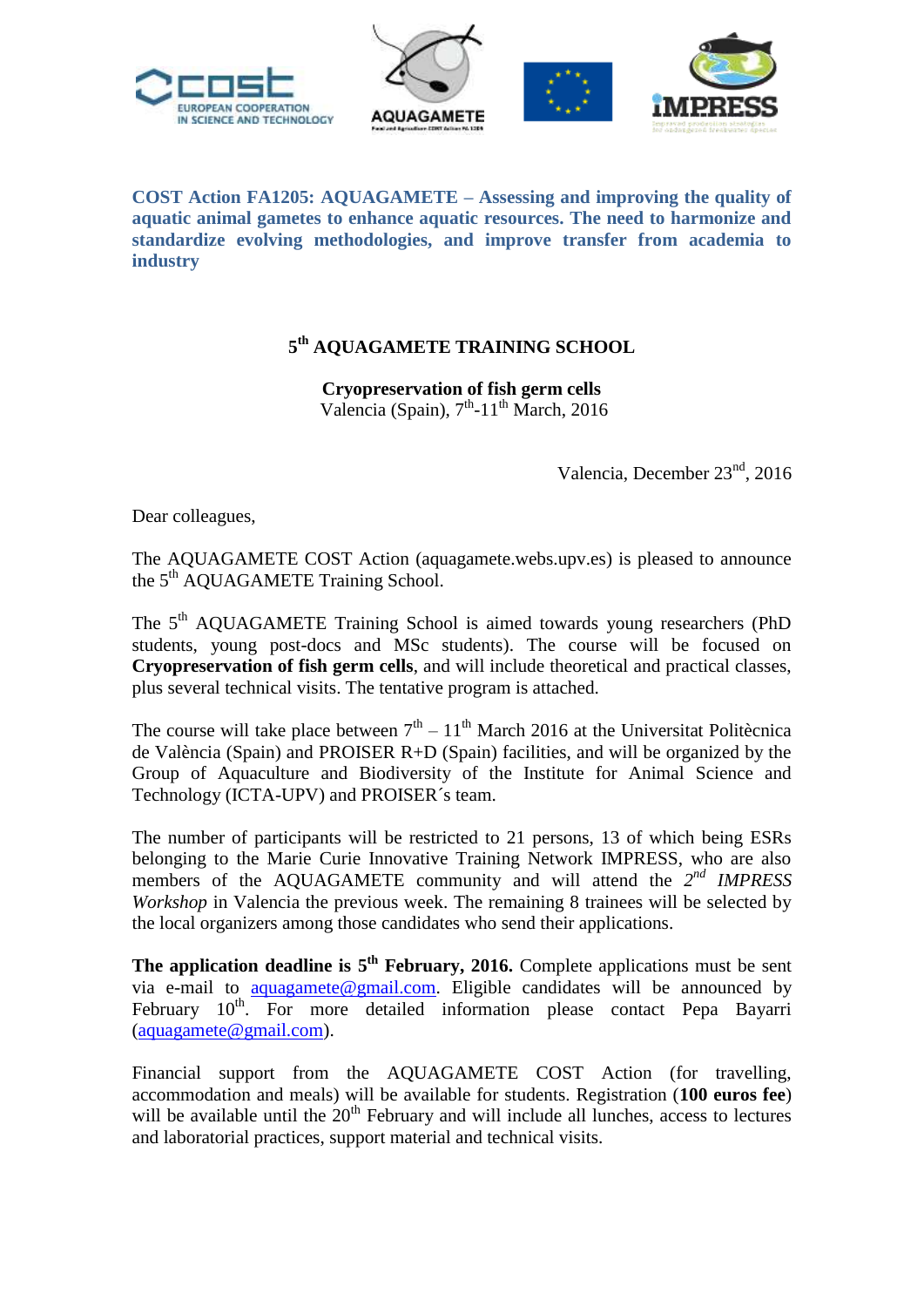**COST Action FA1205: AQUAGAMETE – Assessing and improving the quality of aquatic animal gametes to enhance aquatic resources. The need to harmonize and standardize evolving methodologies, and improve transfer from academia to industry**

## 5th AQUAGAMETE TRAINING SCHOOL

**Cryopreservation of fish germ cells**
Valencia (Spain), 7th-11th March, 2016

Valencia, December 23nd, 2016

Dear colleagues,

The AQUAGAMETE COST Action (aquagamete.webs.upv.es) is pleased to announce the 5th AQUAGAMETE Training School.

The 5th AQUAGAMETE Training School is aimed towards young researchers (PhD students, young post-docs and MSc students). The course will be focused on **Cryopreservation of fish germ cells**, and will include theoretical and practical classes, plus several technical visits. The tentative program is attached.

The course will take place between 7th – 11th March 2016 at the Universitat Politècnica de València (Spain) and PROISER R+D (Spain) facilities, and will be organized by the Group of Aquaculture and Biodiversity of the Institute for Animal Science and Technology (ICTA-UPV) and PROISER´s team.

The number of participants will be restricted to 21 persons, 13 of which being ESRs belonging to the Marie Curie Innovative Training Network IMPRESS, who are also members of the AQUAGAMETE community and will attend the *2nd IMPRESS Workshop* in Valencia the previous week. The remaining 8 trainees will be selected by the local organizers among those candidates who send their applications.

**The application deadline is 5th February, 2016.** Complete applications must be sent via e-mail to aquagamete@gmail.com. Eligible candidates will be announced by February 10th. For more detailed information please contact Pepa Bayarri (aquagamete@gmail.com).

Financial support from the AQUAGAMETE COST Action (for travelling, accommodation and meals) will be available for students. Registration (**100 euros fee**) will be available until the 20th February and will include all lunches, access to lectures and laboratorial practices, support material and technical visits.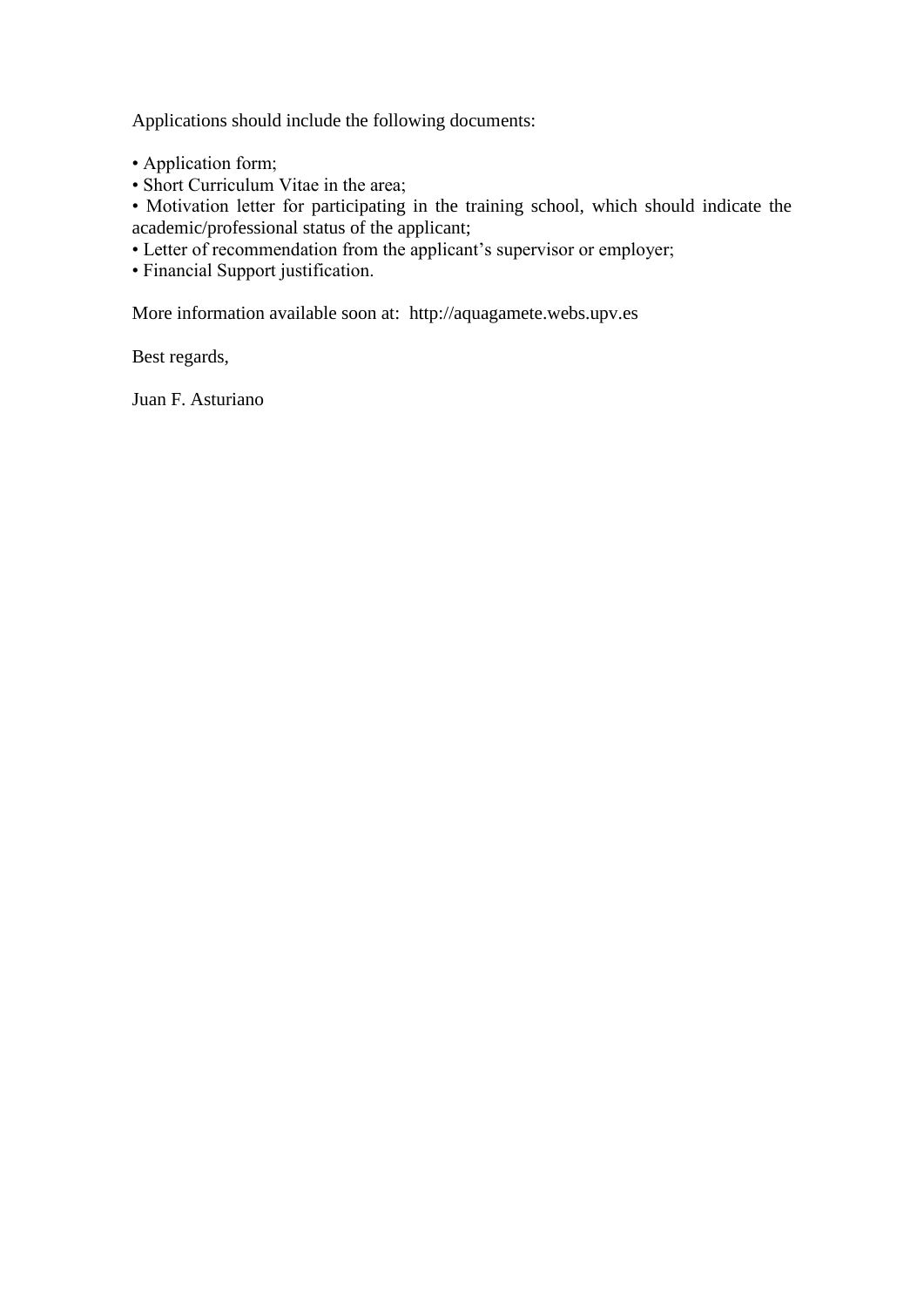Applications should include the following documents:

- Application form;
- Short Curriculum Vitae in the area;
- Motivation letter for participating in the training school, which should indicate the academic/professional status of the applicant;
- Letter of recommendation from the applicant's supervisor or employer;
- Financial Support justification.

More information available soon at: http://aquagamete.webs.upv.es

Best regards,

Juan F. Asturiano